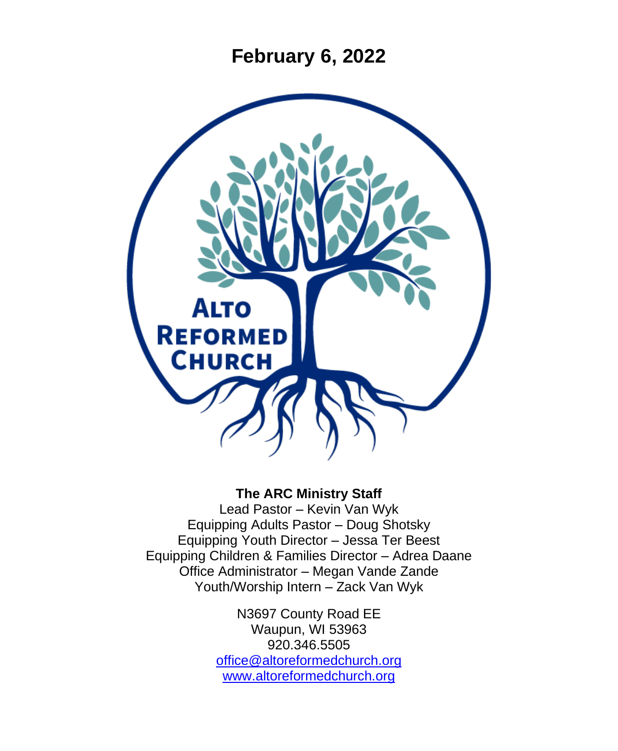# February 6, 2022

ALTO REFORMED CHURCH

**The ARC Ministry Staff**

Lead Pastor – Kevin Van Wyk
Equipping Adults Pastor – Doug Shotsky
Equipping Youth Director – Jessa Ter Beest
Equipping Children & Families Director – Adrea Daane
Office Administrator – Megan Vande Zande
Youth/Worship Intern – Zack Van Wyk

N3697 County Road EE
Waupun, WI 53963
920.346.5505
office@altoreformedchurch.org
www.altoreformedchurch.org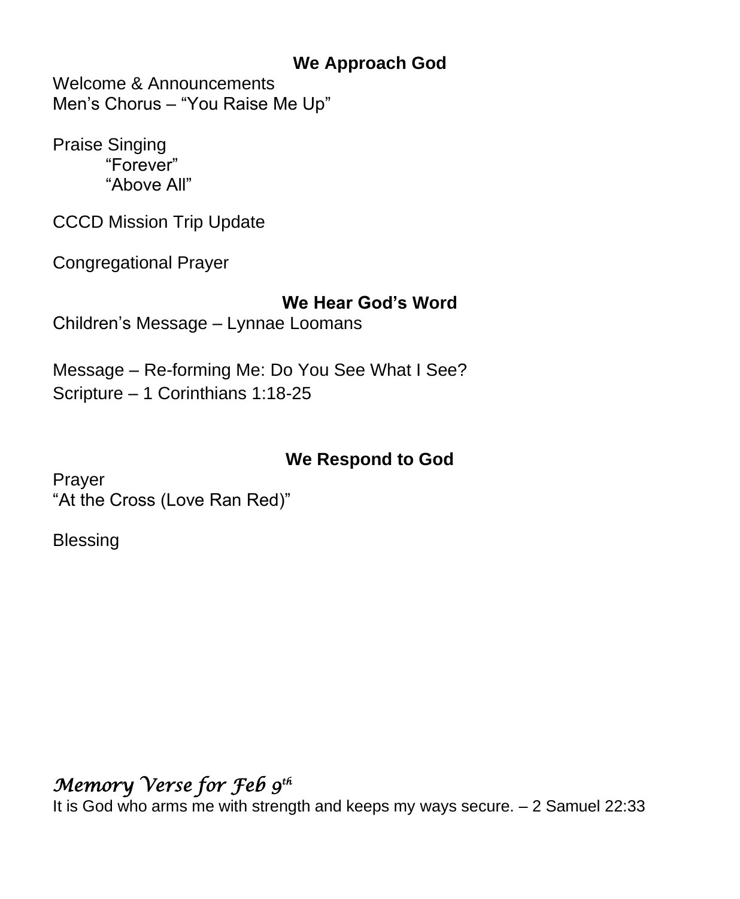## We Approach God

Welcome & Announcements
Men's Chorus – "You Raise Me Up"

Praise Singing
"Forever"
"Above All"

CCCD Mission Trip Update

Congregational Prayer

## We Hear God's Word

Children's Message – Lynnae Loomans

Message – Re-forming Me: Do You See What I See?
Scripture – 1 Corinthians 1:18-25

## We Respond to God

Prayer
"At the Cross (Love Ran Red)"

Blessing

### *Memory Verse for Feb 9th*

It is God who arms me with strength and keeps my ways secure. – 2 Samuel 22:33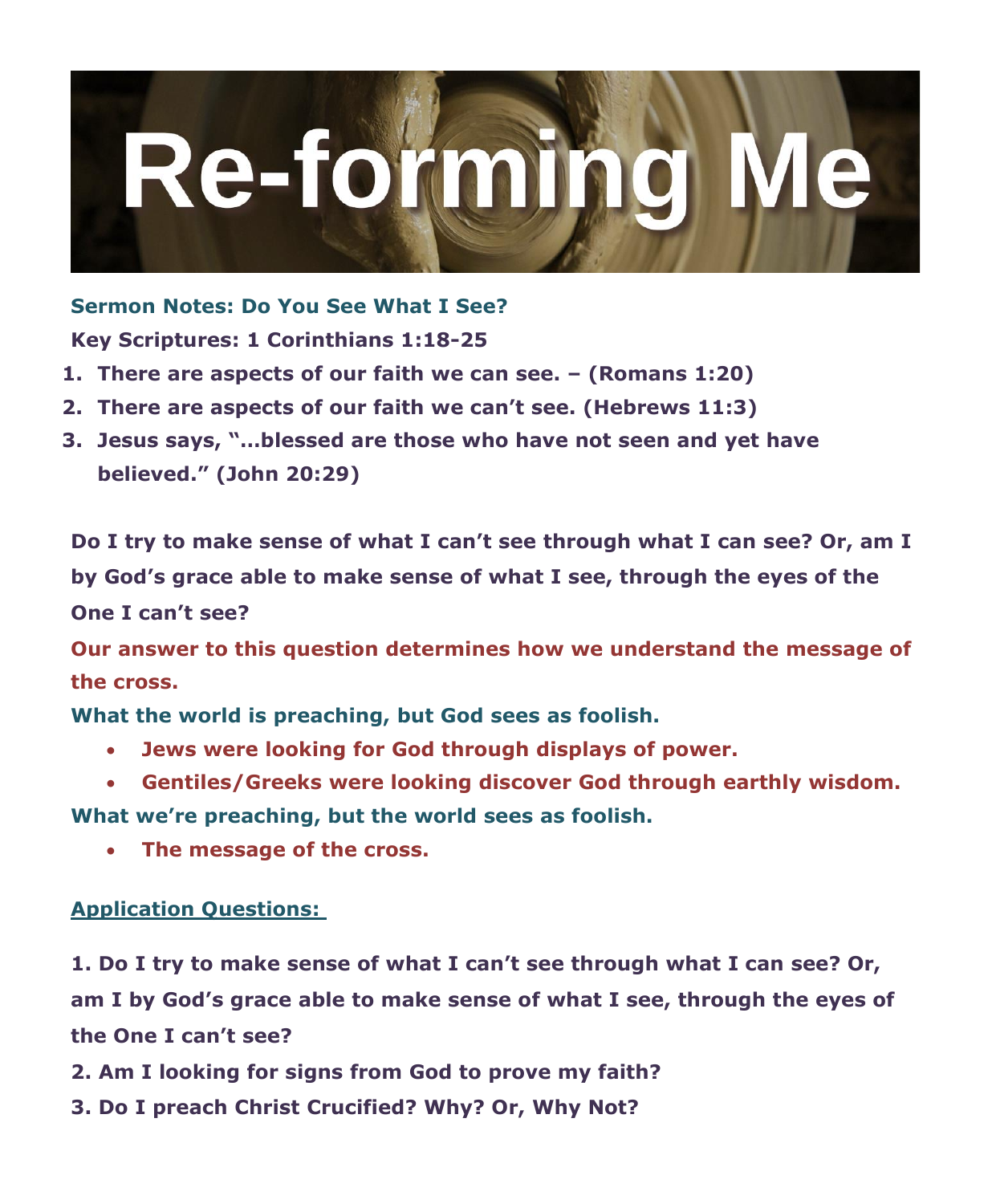# Re-forming Me

**Sermon Notes: Do You See What I See?**

**Key Scriptures: 1 Corinthians 1:18-25**

1. **There are aspects of our faith we can see. – (Romans 1:20)**
2. **There are aspects of our faith we can't see. (Hebrews 11:3)**
3. **Jesus says, "…blessed are those who have not seen and yet have believed." (John 20:29)**

**Do I try to make sense of what I can't see through what I can see? Or, am I by God's grace able to make sense of what I see, through the eyes of the One I can't see?**

**Our answer to this question determines how we understand the message of the cross.**

**What the world is preaching, but God sees as foolish.**

- **Jews were looking for God through displays of power.**
- **Gentiles/Greeks were looking discover God through earthly wisdom.**

**What we're preaching, but the world sees as foolish.**

- **The message of the cross.**

**Application Questions:**

**1. Do I try to make sense of what I can't see through what I can see? Or, am I by God's grace able to make sense of what I see, through the eyes of the One I can't see?**

**2. Am I looking for signs from God to prove my faith?**

**3. Do I preach Christ Crucified? Why? Or, Why Not?**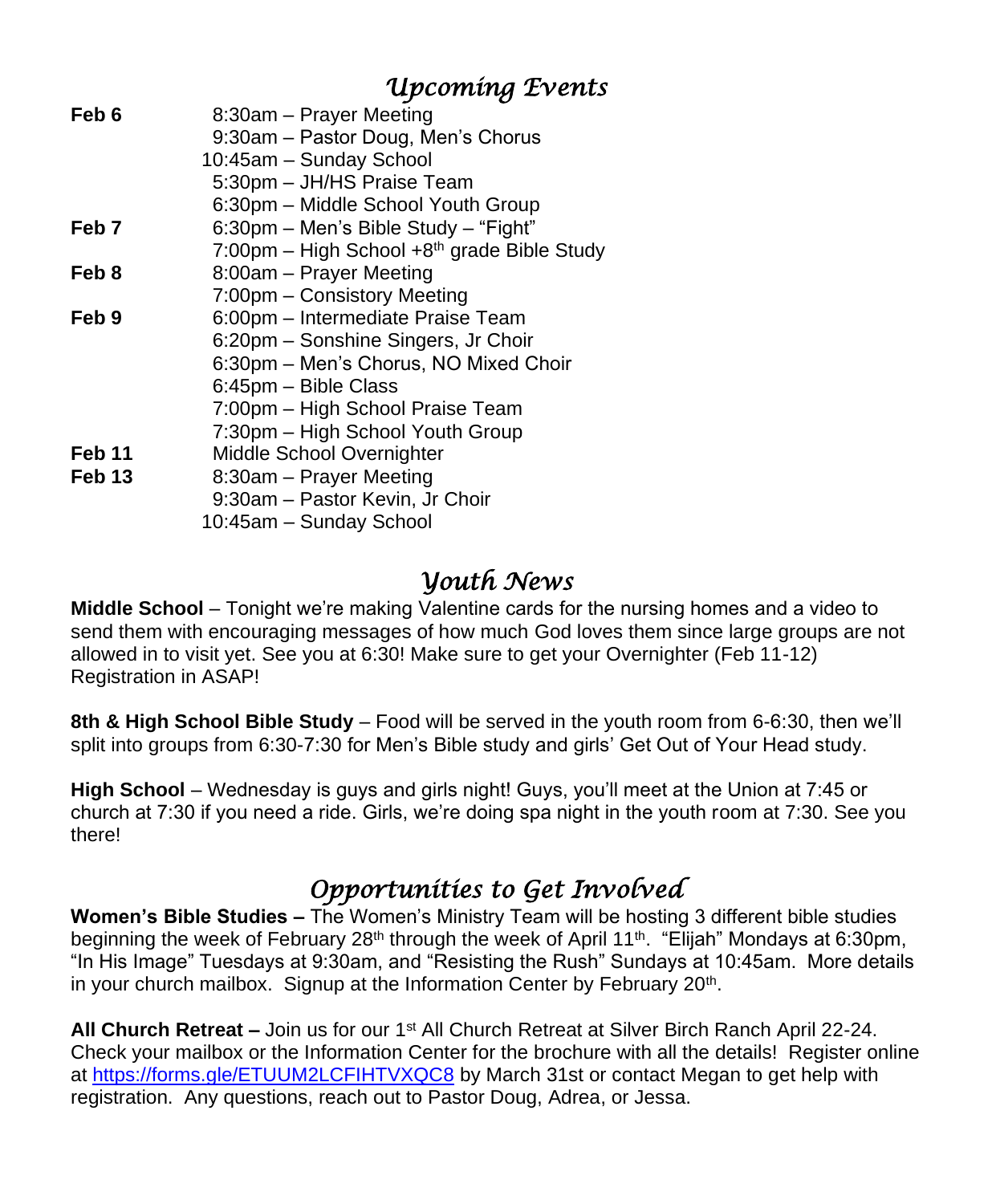## *Upcoming Events*

| | |
|---|---|
| **Feb 6** | 8:30am – Prayer Meeting |
| | 9:30am – Pastor Doug, Men's Chorus |
| | 10:45am – Sunday School |
| | 5:30pm – JH/HS Praise Team |
| | 6:30pm – Middle School Youth Group |
| **Feb 7** | 6:30pm – Men's Bible Study – "Fight" |
| | 7:00pm – High School +8th grade Bible Study |
| **Feb 8** | 8:00am – Prayer Meeting |
| | 7:00pm – Consistory Meeting |
| **Feb 9** | 6:00pm – Intermediate Praise Team |
| | 6:20pm – Sonshine Singers, Jr Choir |
| | 6:30pm – Men's Chorus, NO Mixed Choir |
| | 6:45pm – Bible Class |
| | 7:00pm – High School Praise Team |
| | 7:30pm – High School Youth Group |
| **Feb 11** | Middle School Overnighter |
| **Feb 13** | 8:30am – Prayer Meeting |
| | 9:30am – Pastor Kevin, Jr Choir |
| | 10:45am – Sunday School |

## *Youth News*

**Middle School** – Tonight we're making Valentine cards for the nursing homes and a video to send them with encouraging messages of how much God loves them since large groups are not allowed in to visit yet. See you at 6:30! Make sure to get your Overnighter (Feb 11-12) Registration in ASAP!

**8th & High School Bible Study** – Food will be served in the youth room from 6-6:30, then we'll split into groups from 6:30-7:30 for Men's Bible study and girls' Get Out of Your Head study.

**High School** – Wednesday is guys and girls night! Guys, you'll meet at the Union at 7:45 or church at 7:30 if you need a ride. Girls, we're doing spa night in the youth room at 7:30. See you there!

## *Opportunities to Get Involved*

**Women's Bible Studies –** The Women's Ministry Team will be hosting 3 different bible studies beginning the week of February 28th through the week of April 11th. "Elijah" Mondays at 6:30pm, "In His Image" Tuesdays at 9:30am, and "Resisting the Rush" Sundays at 10:45am. More details in your church mailbox. Signup at the Information Center by February 20th.

**All Church Retreat –** Join us for our 1st All Church Retreat at Silver Birch Ranch April 22-24. Check your mailbox or the Information Center for the brochure with all the details! Register online at https://forms.gle/ETUUM2LCFIHTVXQC8 by March 31st or contact Megan to get help with registration. Any questions, reach out to Pastor Doug, Adrea, or Jessa.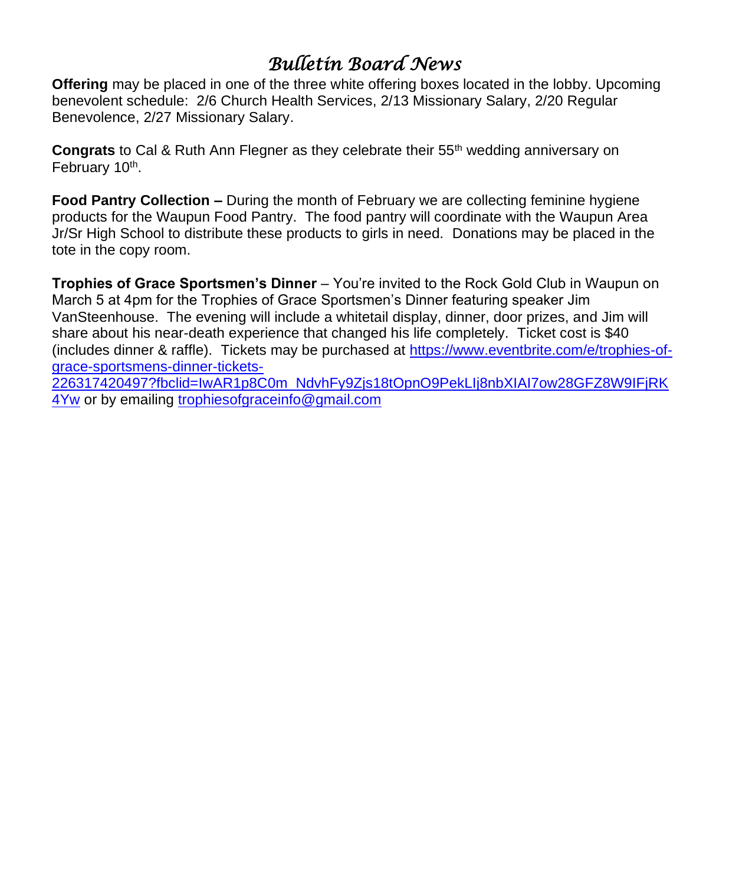# *Bulletin Board News*

**Offering** may be placed in one of the three white offering boxes located in the lobby. Upcoming benevolent schedule: 2/6 Church Health Services, 2/13 Missionary Salary, 2/20 Regular Benevolence, 2/27 Missionary Salary.

**Congrats** to Cal & Ruth Ann Flegner as they celebrate their 55th wedding anniversary on February 10th.

**Food Pantry Collection –** During the month of February we are collecting feminine hygiene products for the Waupun Food Pantry. The food pantry will coordinate with the Waupun Area Jr/Sr High School to distribute these products to girls in need. Donations may be placed in the tote in the copy room.

**Trophies of Grace Sportsmen's Dinner** – You're invited to the Rock Gold Club in Waupun on March 5 at 4pm for the Trophies of Grace Sportsmen's Dinner featuring speaker Jim VanSteenhouse. The evening will include a whitetail display, dinner, door prizes, and Jim will share about his near-death experience that changed his life completely. Ticket cost is $40 (includes dinner & raffle). Tickets may be purchased at https://www.eventbrite.com/e/trophies-of-grace-sportsmens-dinner-tickets-226317420497?fbclid=IwAR1p8C0m_NdvhFy9Zjs18tOpnO9PekLIj8nbXIAI7ow28GFZ8W9IFjRK4Yw or by emailing trophiesofgraceinfo@gmail.com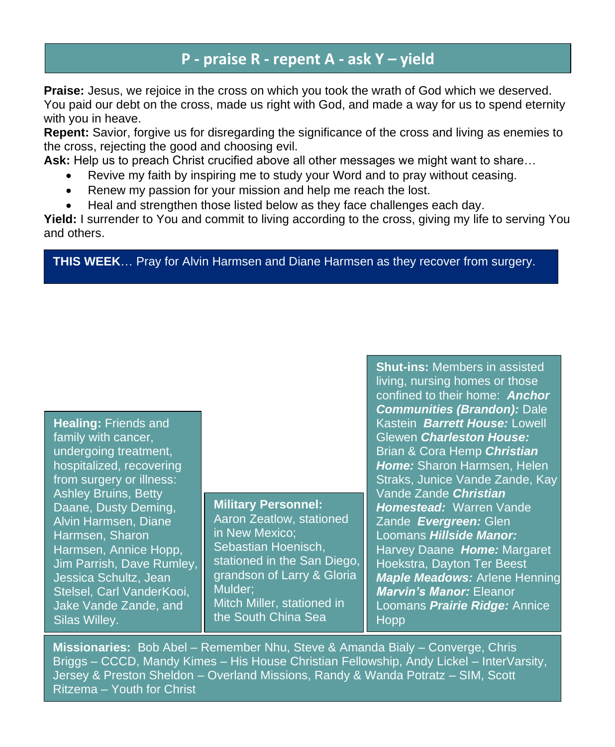## P - praise R - repent A - ask Y – yield

**Praise:** Jesus, we rejoice in the cross on which you took the wrath of God which we deserved. You paid our debt on the cross, made us right with God, and made a way for us to spend eternity with you in heave.

**Repent:** Savior, forgive us for disregarding the significance of the cross and living as enemies to the cross, rejecting the good and choosing evil.

**Ask:** Help us to preach Christ crucified above all other messages we might want to share…

- Revive my faith by inspiring me to study your Word and to pray without ceasing.
- Renew my passion for your mission and help me reach the lost.
- Heal and strengthen those listed below as they face challenges each day.

**Yield:** I surrender to You and commit to living according to the cross, giving my life to serving You and others.

**THIS WEEK**… Pray for Alvin Harmsen and Diane Harmsen as they recover from surgery.

**Healing:** Friends and family with cancer, undergoing treatment, hospitalized, recovering from surgery or illness: Ashley Bruins, Betty Daane, Dusty Deming, Alvin Harmsen, Diane Harmsen, Sharon Harmsen, Annice Hopp, Jim Parrish, Dave Rumley, Jessica Schultz, Jean Stelsel, Carl VanderKooi, Jake Vande Zande, and Silas Willey.

**Military Personnel:**
Aaron Zeatlow, stationed in New Mexico;
Sebastian Hoenisch, stationed in the San Diego, grandson of Larry & Gloria Mulder;
Mitch Miller, stationed in the South China Sea

**Shut-ins:** Members in assisted living, nursing homes or those confined to their home: ***Anchor Communities (Brandon):*** Dale Kastein ***Barrett House:*** Lowell Glewen ***Charleston House:*** Brian & Cora Hemp ***Christian Home:*** Sharon Harmsen, Helen Straks, Junice Vande Zande, Kay Vande Zande ***Christian Homestead:*** Warren Vande Zande ***Evergreen:*** Glen Loomans ***Hillside Manor:*** Harvey Daane ***Home:*** Margaret Hoekstra, Dayton Ter Beest ***Maple Meadows:*** Arlene Henning ***Marvin's Manor:*** Eleanor Loomans ***Prairie Ridge:*** Annice Hopp

**Missionaries:** Bob Abel – Remember Nhu, Steve & Amanda Bialy – Converge, Chris Briggs – CCCD, Mandy Kimes – His House Christian Fellowship, Andy Lickel – InterVarsity, Jersey & Preston Sheldon – Overland Missions, Randy & Wanda Potratz – SIM, Scott Ritzema – Youth for Christ